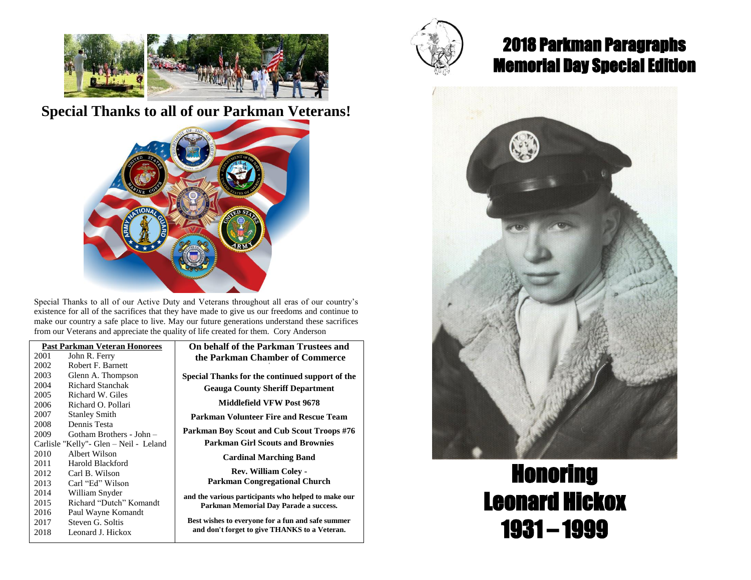## Special Thanks to all of our Parkman Veterans!

Special Thanks to all of our Active Duty and Veterans throughout all eras of our country's existence for all of the sacrifices that they have made to give us our freedoms and continue to make our country a safe place to live. May our future generations understand these sacrifices from our Veterans and appreciate the quality of life created for them. Cory Anderson

**Past Parkman Veteran Honorees**

| Year | Honoree |
|---|---|
| 2001 | John R. Ferry |
| 2002 | Robert F. Barnett |
| 2003 | Glenn A. Thompson |
| 2004 | Richard Stanchak |
| 2005 | Richard W. Giles |
| 2006 | Richard O. Pollari |
| 2007 | Stanley Smith |
| 2008 | Dennis Testa |
| 2009 | Gotham Brothers - John – Carlisle "Kelly"- Glen – Neil - Leland |
| 2010 | Albert Wilson |
| 2011 | Harold Blackford |
| 2012 | Carl B. Wilson |
| 2013 | Carl "Ed" Wilson |
| 2014 | William Snyder |
| 2015 | Richard "Dutch" Komandt |
| 2016 | Paul Wayne Komandt |
| 2017 | Steven G. Soltis |
| 2018 | Leonard J. Hickox |

**On behalf of the Parkman Trustees and the Parkman Chamber of Commerce**

**Special Thanks for the continued support of the**

**Geauga County Sheriff Department**

**Middlefield VFW Post 9678**

**Parkman Volunteer Fire and Rescue Team**

**Parkman Boy Scout and Cub Scout Troops #76**

**Parkman Girl Scouts and Brownies**

**Cardinal Marching Band**

**Rev. William Coley - Parkman Congregational Church**

**and the various participants who helped to make our Parkman Memorial Day Parade a success.**

**Best wishes to everyone for a fun and safe summer and don't forget to give THANKS to a Veteran.**

# 2018 Parkman Paragraphs Memorial Day Special Edition

# Honoring Leonard Hickox 1931 – 1999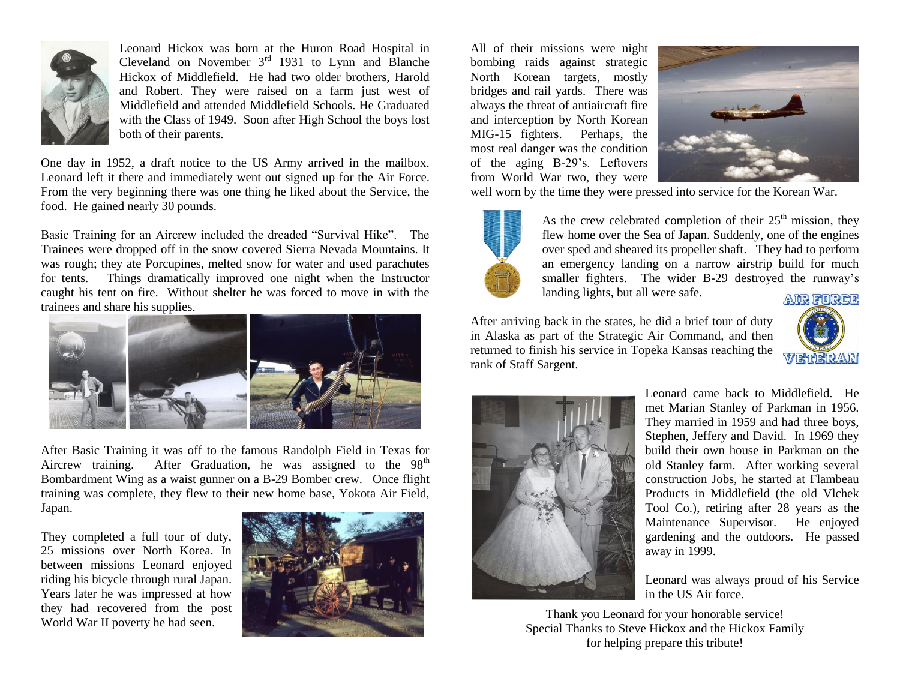Leonard Hickox was born at the Huron Road Hospital in Cleveland on November 3rd 1931 to Lynn and Blanche Hickox of Middlefield. He had two older brothers, Harold and Robert. They were raised on a farm just west of Middlefield and attended Middlefield Schools. He Graduated with the Class of 1949. Soon after High School the boys lost both of their parents.

One day in 1952, a draft notice to the US Army arrived in the mailbox. Leonard left it there and immediately went out signed up for the Air Force. From the very beginning there was one thing he liked about the Service, the food. He gained nearly 30 pounds.

Basic Training for an Aircrew included the dreaded "Survival Hike". The Trainees were dropped off in the snow covered Sierra Nevada Mountains. It was rough; they ate Porcupines, melted snow for water and used parachutes for tents. Things dramatically improved one night when the Instructor caught his tent on fire. Without shelter he was forced to move in with the trainees and share his supplies.

After Basic Training it was off to the famous Randolph Field in Texas for Aircrew training. After Graduation, he was assigned to the 98th Bombardment Wing as a waist gunner on a B-29 Bomber crew. Once flight training was complete, they flew to their new home base, Yokota Air Field, Japan.

They completed a full tour of duty, 25 missions over North Korea. In between missions Leonard enjoyed riding his bicycle through rural Japan. Years later he was impressed at how they had recovered from the post World War II poverty he had seen.

All of their missions were night bombing raids against strategic North Korean targets, mostly bridges and rail yards. There was always the threat of antiaircraft fire and interception by North Korean MIG-15 fighters. Perhaps, the most real danger was the condition of the aging B-29's. Leftovers from World War two, they were well worn by the time they were pressed into service for the Korean War.

As the crew celebrated completion of their 25th mission, they flew home over the Sea of Japan. Suddenly, one of the engines over sped and sheared its propeller shaft. They had to perform an emergency landing on a narrow airstrip build for much smaller fighters. The wider B-29 destroyed the runway's landing lights, but all were safe.

After arriving back in the states, he did a brief tour of duty in Alaska as part of the Strategic Air Command, and then returned to finish his service in Topeka Kansas reaching the rank of Staff Sargent.

Leonard came back to Middlefield. He met Marian Stanley of Parkman in 1956. They married in 1959 and had three boys, Stephen, Jeffery and David. In 1969 they build their own house in Parkman on the old Stanley farm. After working several construction Jobs, he started at Flambeau Products in Middlefield (the old Vlchek Tool Co.), retiring after 28 years as the Maintenance Supervisor. He enjoyed gardening and the outdoors. He passed away in 1999.

Leonard was always proud of his Service in the US Air force.

Thank you Leonard for your honorable service!
Special Thanks to Steve Hickox and the Hickox Family
for helping prepare this tribute!